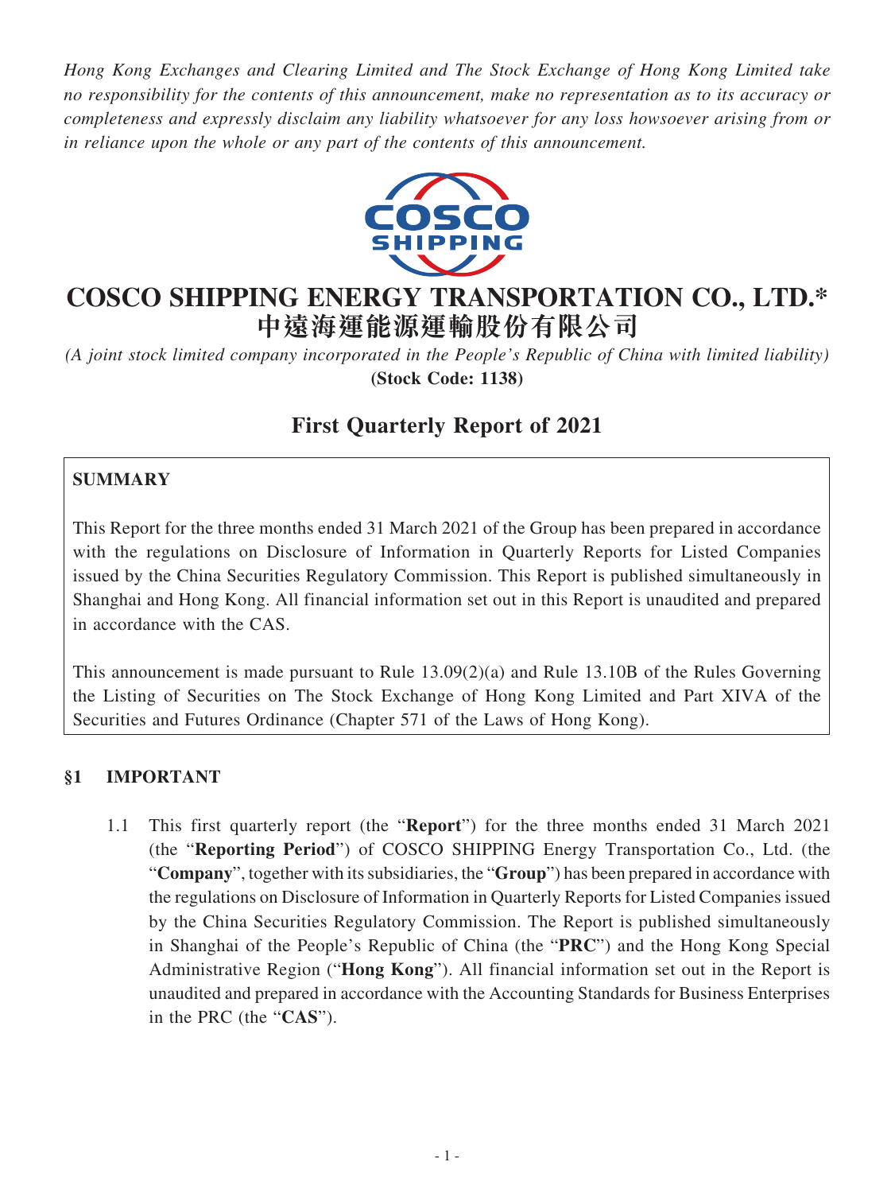*Hong Kong Exchanges and Clearing Limited and The Stock Exchange of Hong Kong Limited take no responsibility for the contents of this announcement, make no representation as to its accuracy or completeness and expressly disclaim any liability whatsoever for any loss howsoever arising from or in reliance upon the whole or any part of the contents of this announcement.*

# COSCO SHIPPING ENERGY TRANSPORTATION CO., LTD.*
# 中遠海運能源運輸股份有限公司

*(A joint stock limited company incorporated in the People's Republic of China with limited liability)*
**(Stock Code: 1138)**

## First Quarterly Report of 2021

**SUMMARY**

This Report for the three months ended 31 March 2021 of the Group has been prepared in accordance with the regulations on Disclosure of Information in Quarterly Reports for Listed Companies issued by the China Securities Regulatory Commission. This Report is published simultaneously in Shanghai and Hong Kong. All financial information set out in this Report is unaudited and prepared in accordance with the CAS.

This announcement is made pursuant to Rule 13.09(2)(a) and Rule 13.10B of the Rules Governing the Listing of Securities on The Stock Exchange of Hong Kong Limited and Part XIVA of the Securities and Futures Ordinance (Chapter 571 of the Laws of Hong Kong).

### §1 IMPORTANT

1.1 This first quarterly report (the "**Report**") for the three months ended 31 March 2021 (the "**Reporting Period**") of COSCO SHIPPING Energy Transportation Co., Ltd. (the "**Company**", together with its subsidiaries, the "**Group**") has been prepared in accordance with the regulations on Disclosure of Information in Quarterly Reports for Listed Companies issued by the China Securities Regulatory Commission. The Report is published simultaneously in Shanghai of the People's Republic of China (the "**PRC**") and the Hong Kong Special Administrative Region ("**Hong Kong**"). All financial information set out in the Report is unaudited and prepared in accordance with the Accounting Standards for Business Enterprises in the PRC (the "**CAS**").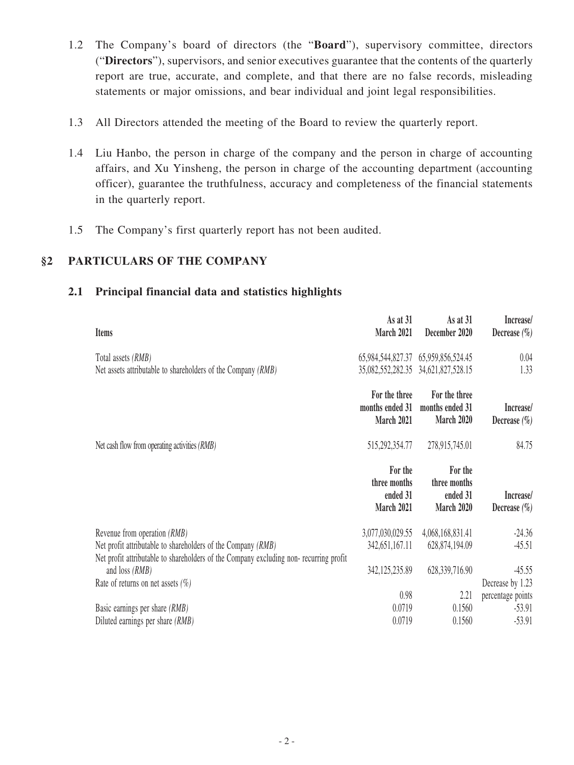1.2 The Company's board of directors (the "**Board**"), supervisory committee, directors ("**Directors**"), supervisors, and senior executives guarantee that the contents of the quarterly report are true, accurate, and complete, and that there are no false records, misleading statements or major omissions, and bear individual and joint legal responsibilities.

1.3 All Directors attended the meeting of the Board to review the quarterly report.

1.4 Liu Hanbo, the person in charge of the company and the person in charge of accounting affairs, and Xu Yinsheng, the person in charge of the accounting department (accounting officer), guarantee the truthfulness, accuracy and completeness of the financial statements in the quarterly report.

1.5 The Company's first quarterly report has not been audited.

## §2 PARTICULARS OF THE COMPANY

### 2.1 Principal financial data and statistics highlights

| Items | As at 31 March 2021 | As at 31 December 2020 | Increase/ Decrease *(%)* |
|---|---|---|---|
| Total assets *(RMB)* | 65,984,544,827.37 | 65,959,856,524.45 | 0.04 |
| Net assets attributable to shareholders of the Company *(RMB)* | 35,082,552,282.35 | 34,621,827,528.15 | 1.33 |
| | **For the three months ended 31 March 2021** | **For the three months ended 31 March 2020** | **Increase/ Decrease *(%)*** |
| Net cash flow from operating activities *(RMB)* | 515,292,354.77 | 278,915,745.01 | 84.75 |
| | **For the three months ended 31 March 2021** | **For the three months ended 31 March 2020** | **Increase/ Decrease *(%)*** |
| Revenue from operation *(RMB)* | 3,077,030,029.55 | 4,068,168,831.41 | -24.36 |
| Net profit attributable to shareholders of the Company *(RMB)* | 342,651,167.11 | 628,874,194.09 | -45.51 |
| Net profit attributable to shareholders of the Company excluding non- recurring profit and loss *(RMB)* | 342,125,235.89 | 628,339,716.90 | -45.55 |
| Rate of returns on net assets *(%)* | 0.98 | 2.21 | Decrease by 1.23 percentage points |
| Basic earnings per share *(RMB)* | 0.0719 | 0.1560 | -53.91 |
| Diluted earnings per share *(RMB)* | 0.0719 | 0.1560 | -53.91 |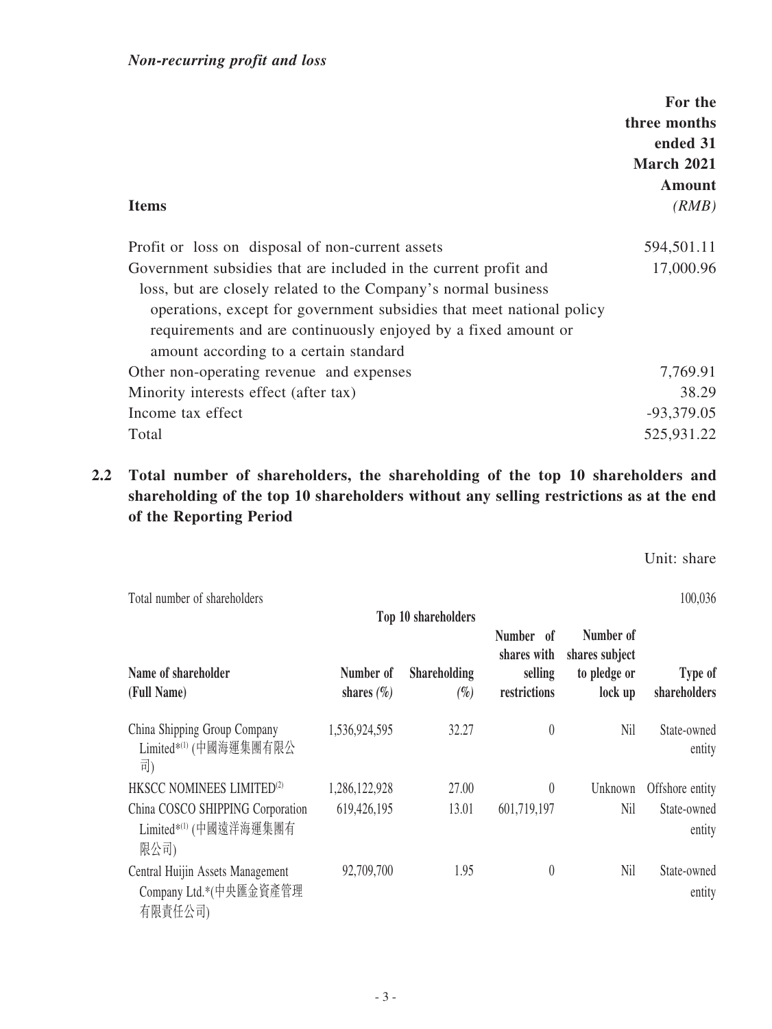*Non-recurring profit and loss*

| Items | For the three months ended 31 March 2021 Amount *(RMB)* |
|---|---|
| Profit or loss on disposal of non-current assets | 594,501.11 |
| Government subsidies that are included in the current profit and loss, but are closely related to the Company's normal business operations, except for government subsidies that meet national policy requirements and are continuously enjoyed by a fixed amount or amount according to a certain standard | 17,000.96 |
| Other non-operating revenue and expenses | 7,769.91 |
| Minority interests effect (after tax) | 38.29 |
| Income tax effect | -93,379.05 |
| Total | 525,931.22 |

## 2.2 Total number of shareholders, the shareholding of the top 10 shareholders and shareholding of the top 10 shareholders without any selling restrictions as at the end of the Reporting Period

Unit: share

| Total number of shareholders | | | | | 100,036 |
|---|---|---|---|---|---|
| **Top 10 shareholders** | | | | | |
| **Name of shareholder (Full Name)** | **Number of shares (%)** | **Shareholding (%)** | **Number of shares with selling restrictions** | **Number of shares subject to pledge or lock up** | **Type of shareholders** |
| China Shipping Group Company Limited*[1] (中國海運集團有限公司) | 1,536,924,595 | 32.27 | 0 | Nil | State-owned entity |
| HKSCC NOMINEES LIMITED[2] | 1,286,122,928 | 27.00 | 0 | Unknown | Offshore entity |
| China COSCO SHIPPING Corporation Limited*[1] (中國遠洋海運集團有限公司) | 619,426,195 | 13.01 | 601,719,197 | Nil | State-owned entity |
| Central Huijin Assets Management Company Ltd.*(中央匯金資產管理有限責任公司) | 92,709,700 | 1.95 | 0 | Nil | State-owned entity |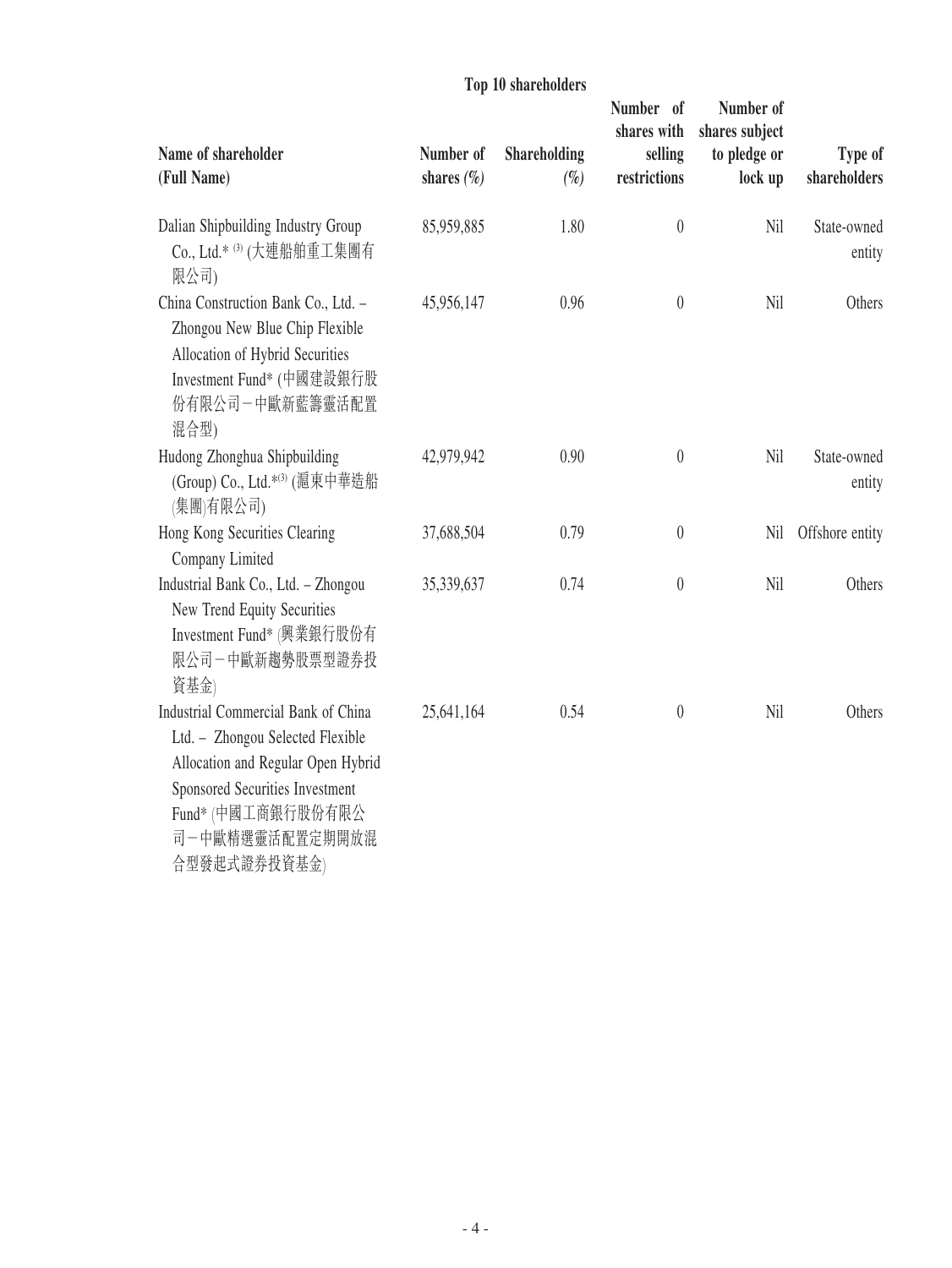**Top 10 shareholders**

| Name of shareholder (Full Name) | Number of shares (%) | Shareholding (%) | Number of shares with selling restrictions | Number of shares subject to pledge or lock up | Type of shareholders |
|---|---|---|---|---|---|
| Dalian Shipbuilding Industry Group Co., Ltd.* [(3)] (大連船舶重工集團有限公司) | 85,959,885 | 1.80 | 0 | Nil | State-owned entity |
| China Construction Bank Co., Ltd. – Zhongou New Blue Chip Flexible Allocation of Hybrid Securities Investment Fund* (中國建設銀行股份有限公司－中歐新藍籌靈活配置混合型) | 45,956,147 | 0.96 | 0 | Nil | Others |
| Hudong Zhonghua Shipbuilding (Group) Co., Ltd.*[(3)] (滬東中華造船(集團)有限公司) | 42,979,942 | 0.90 | 0 | Nil | State-owned entity |
| Hong Kong Securities Clearing Company Limited | 37,688,504 | 0.79 | 0 | Nil | Offshore entity |
| Industrial Bank Co., Ltd. – Zhongou New Trend Equity Securities Investment Fund* (興業銀行股份有限公司－中歐新趨勢股票型證券投資基金) | 35,339,637 | 0.74 | 0 | Nil | Others |
| Industrial Commercial Bank of China Ltd. – Zhongou Selected Flexible Allocation and Regular Open Hybrid Sponsored Securities Investment Fund* (中國工商銀行股份有限公司－中歐精選靈活配置定期開放混合型發起式證券投資基金) | 25,641,164 | 0.54 | 0 | Nil | Others |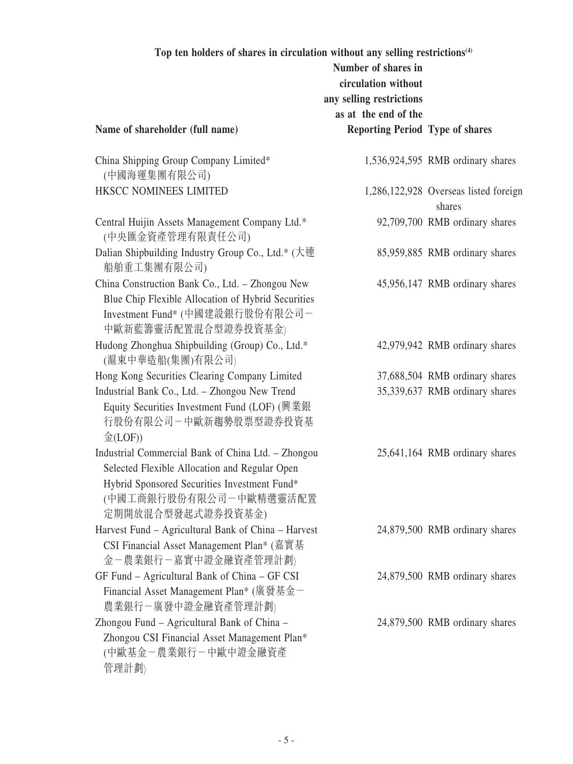**Top ten holders of shares in circulation without any selling restrictions[(4)]**

| Name of shareholder (full name) | Number of shares in circulation without any selling restrictions as at the end of the Reporting Period | Type of shares |
|---|---|---|
| China Shipping Group Company Limited* (中國海運集團有限公司) | 1,536,924,595 | RMB ordinary shares |
| HKSCC NOMINEES LIMITED | 1,286,122,928 | Overseas listed foreign shares |
| Central Huijin Assets Management Company Ltd.* (中央匯金資產管理有限責任公司) | 92,709,700 | RMB ordinary shares |
| Dalian Shipbuilding Industry Group Co., Ltd.* (大連船舶重工集團有限公司) | 85,959,885 | RMB ordinary shares |
| China Construction Bank Co., Ltd. – Zhongou New Blue Chip Flexible Allocation of Hybrid Securities Investment Fund* (中國建設銀行股份有限公司－中歐新藍籌靈活配置混合型證券投資基金) | 45,956,147 | RMB ordinary shares |
| Hudong Zhonghua Shipbuilding (Group) Co., Ltd.* (滬東中華造船(集團)有限公司) | 42,979,942 | RMB ordinary shares |
| Hong Kong Securities Clearing Company Limited | 37,688,504 | RMB ordinary shares |
| Industrial Bank Co., Ltd. – Zhongou New Trend Equity Securities Investment Fund (LOF) (興業銀行股份有限公司－中歐新趨勢股票型證券投資基金(LOF)) | 35,339,637 | RMB ordinary shares |
| Industrial Commercial Bank of China Ltd. – Zhongou Selected Flexible Allocation and Regular Open Hybrid Sponsored Securities Investment Fund* (中國工商銀行股份有限公司－中歐精選靈活配置定期開放混合型發起式證券投資基金) | 25,641,164 | RMB ordinary shares |
| Harvest Fund – Agricultural Bank of China – Harvest CSI Financial Asset Management Plan* (嘉實基金－農業銀行－嘉實中證金融資產管理計劃) | 24,879,500 | RMB ordinary shares |
| GF Fund – Agricultural Bank of China – GF CSI Financial Asset Management Plan* (廣發基金－農業銀行－廣發中證金融資產管理計劃) | 24,879,500 | RMB ordinary shares |
| Zhongou Fund – Agricultural Bank of China – Zhongou CSI Financial Asset Management Plan* (中歐基金－農業銀行－中歐中證金融資產管理計劃) | 24,879,500 | RMB ordinary shares |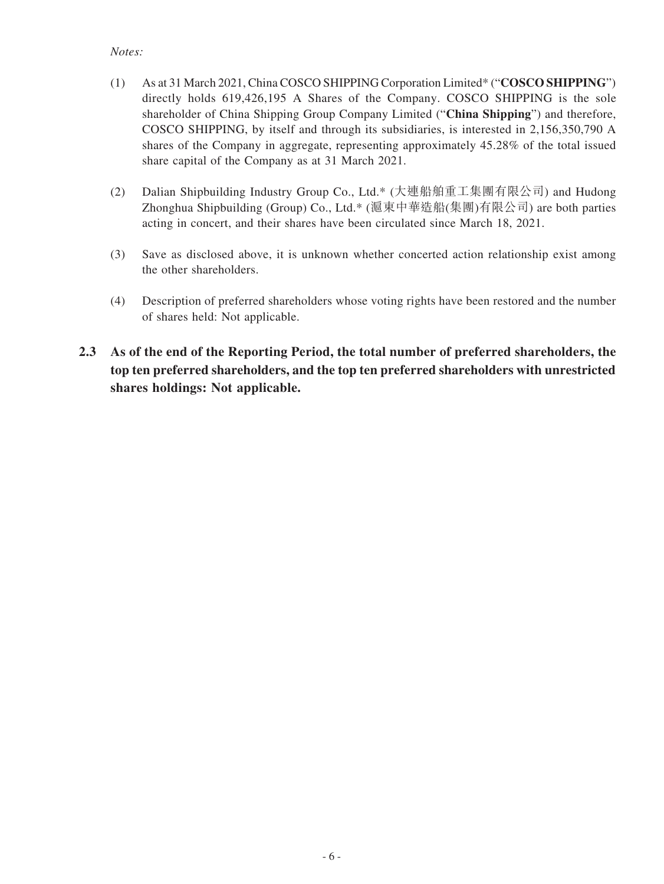*Notes:*

(1) As at 31 March 2021, China COSCO SHIPPING Corporation Limited* ("**COSCO SHIPPING**") directly holds 619,426,195 A Shares of the Company. COSCO SHIPPING is the sole shareholder of China Shipping Group Company Limited ("**China Shipping**") and therefore, COSCO SHIPPING, by itself and through its subsidiaries, is interested in 2,156,350,790 A shares of the Company in aggregate, representing approximately 45.28% of the total issued share capital of the Company as at 31 March 2021.

(2) Dalian Shipbuilding Industry Group Co., Ltd.* (大連船舶重工集團有限公司) and Hudong Zhonghua Shipbuilding (Group) Co., Ltd.* (滬東中華造船(集團)有限公司) are both parties acting in concert, and their shares have been circulated since March 18, 2021.

(3) Save as disclosed above, it is unknown whether concerted action relationship exist among the other shareholders.

(4) Description of preferred shareholders whose voting rights have been restored and the number of shares held: Not applicable.

## 2.3 As of the end of the Reporting Period, the total number of preferred shareholders, the top ten preferred shareholders, and the top ten preferred shareholders with unrestricted shares holdings: Not applicable.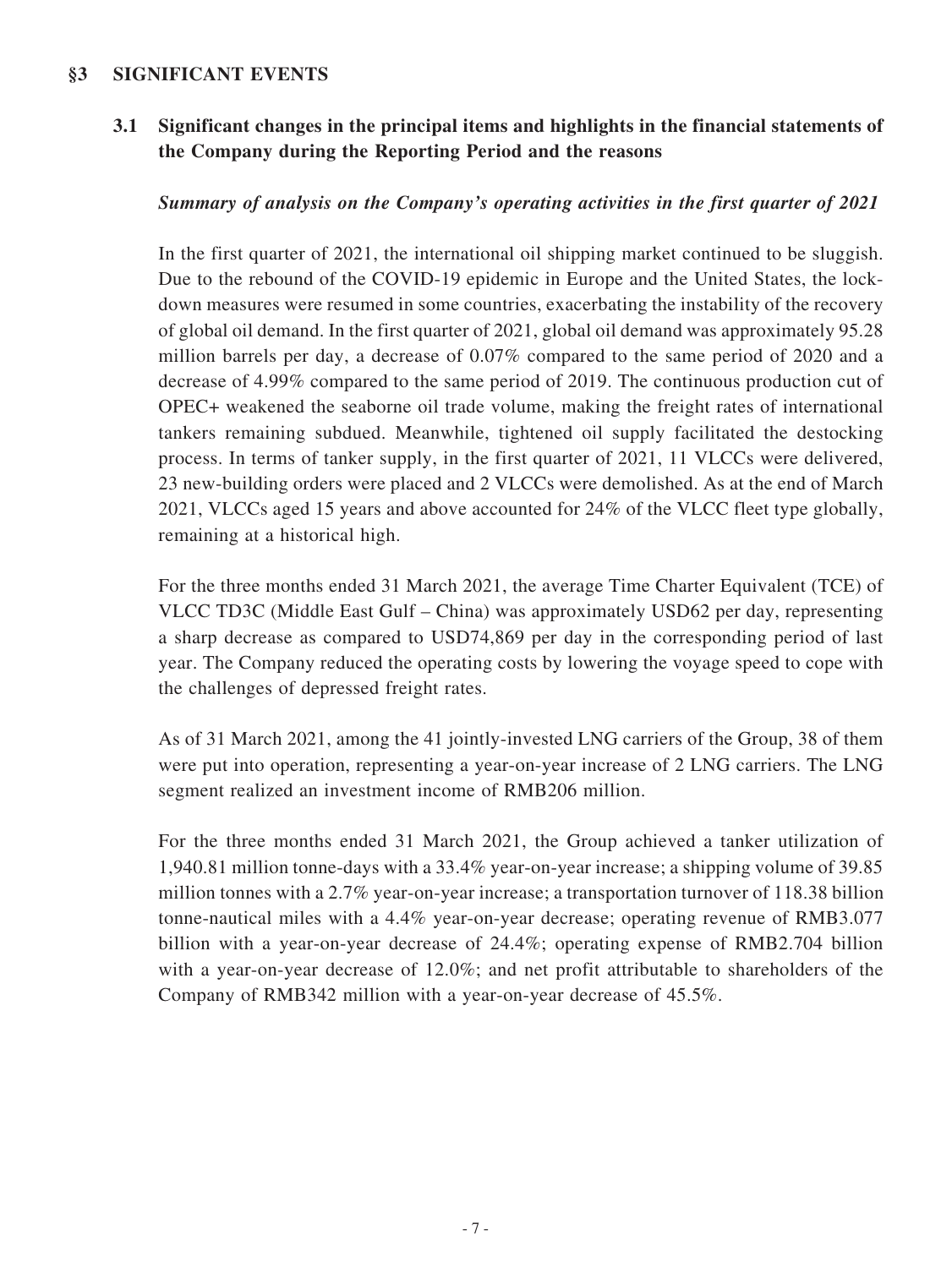## §3 SIGNIFICANT EVENTS

### 3.1 Significant changes in the principal items and highlights in the financial statements of the Company during the Reporting Period and the reasons

***Summary of analysis on the Company's operating activities in the first quarter of 2021***

In the first quarter of 2021, the international oil shipping market continued to be sluggish. Due to the rebound of the COVID-19 epidemic in Europe and the United States, the lock-down measures were resumed in some countries, exacerbating the instability of the recovery of global oil demand. In the first quarter of 2021, global oil demand was approximately 95.28 million barrels per day, a decrease of 0.07% compared to the same period of 2020 and a decrease of 4.99% compared to the same period of 2019. The continuous production cut of OPEC+ weakened the seaborne oil trade volume, making the freight rates of international tankers remaining subdued. Meanwhile, tightened oil supply facilitated the destocking process. In terms of tanker supply, in the first quarter of 2021, 11 VLCCs were delivered, 23 new-building orders were placed and 2 VLCCs were demolished. As at the end of March 2021, VLCCs aged 15 years and above accounted for 24% of the VLCC fleet type globally, remaining at a historical high.

For the three months ended 31 March 2021, the average Time Charter Equivalent (TCE) of VLCC TD3C (Middle East Gulf – China) was approximately USD62 per day, representing a sharp decrease as compared to USD74,869 per day in the corresponding period of last year. The Company reduced the operating costs by lowering the voyage speed to cope with the challenges of depressed freight rates.

As of 31 March 2021, among the 41 jointly-invested LNG carriers of the Group, 38 of them were put into operation, representing a year-on-year increase of 2 LNG carriers. The LNG segment realized an investment income of RMB206 million.

For the three months ended 31 March 2021, the Group achieved a tanker utilization of 1,940.81 million tonne-days with a 33.4% year-on-year increase; a shipping volume of 39.85 million tonnes with a 2.7% year-on-year increase; a transportation turnover of 118.38 billion tonne-nautical miles with a 4.4% year-on-year decrease; operating revenue of RMB3.077 billion with a year-on-year decrease of 24.4%; operating expense of RMB2.704 billion with a year-on-year decrease of 12.0%; and net profit attributable to shareholders of the Company of RMB342 million with a year-on-year decrease of 45.5%.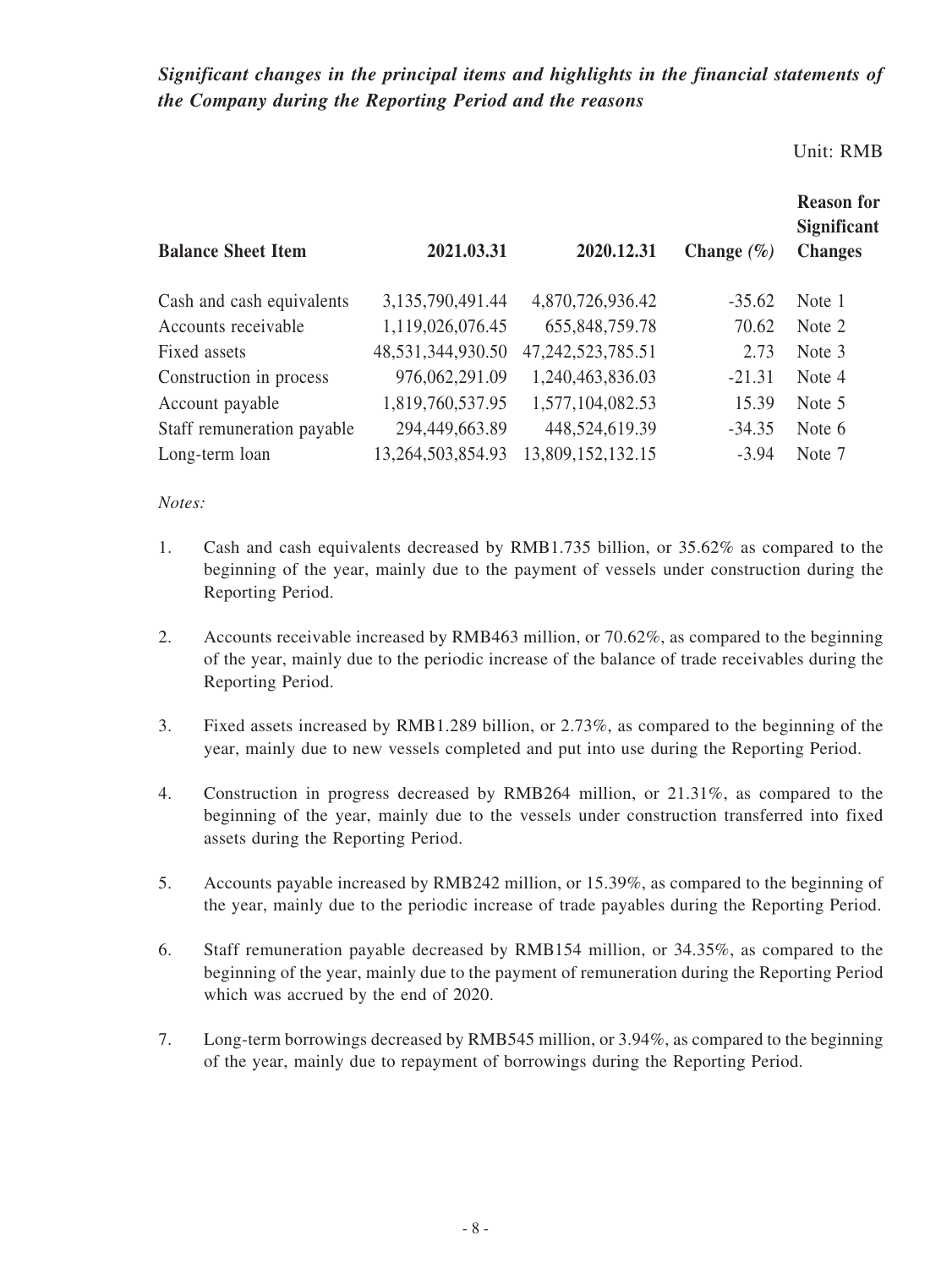***Significant changes in the principal items and highlights in the financial statements of the Company during the Reporting Period and the reasons***

Unit: RMB

| Balance Sheet Item | 2021.03.31 | 2020.12.31 | Change (%) | Reason for Significant Changes |
|---|---|---|---|---|
| Cash and cash equivalents | 3,135,790,491.44 | 4,870,726,936.42 | -35.62 | Note 1 |
| Accounts receivable | 1,119,026,076.45 | 655,848,759.78 | 70.62 | Note 2 |
| Fixed assets | 48,531,344,930.50 | 47,242,523,785.51 | 2.73 | Note 3 |
| Construction in process | 976,062,291.09 | 1,240,463,836.03 | -21.31 | Note 4 |
| Account payable | 1,819,760,537.95 | 1,577,104,082.53 | 15.39 | Note 5 |
| Staff remuneration payable | 294,449,663.89 | 448,524,619.39 | -34.35 | Note 6 |
| Long-term loan | 13,264,503,854.93 | 13,809,152,132.15 | -3.94 | Note 7 |

*Notes:*

1. Cash and cash equivalents decreased by RMB1.735 billion, or 35.62% as compared to the beginning of the year, mainly due to the payment of vessels under construction during the Reporting Period.

2. Accounts receivable increased by RMB463 million, or 70.62%, as compared to the beginning of the year, mainly due to the periodic increase of the balance of trade receivables during the Reporting Period.

3. Fixed assets increased by RMB1.289 billion, or 2.73%, as compared to the beginning of the year, mainly due to new vessels completed and put into use during the Reporting Period.

4. Construction in progress decreased by RMB264 million, or 21.31%, as compared to the beginning of the year, mainly due to the vessels under construction transferred into fixed assets during the Reporting Period.

5. Accounts payable increased by RMB242 million, or 15.39%, as compared to the beginning of the year, mainly due to the periodic increase of trade payables during the Reporting Period.

6. Staff remuneration payable decreased by RMB154 million, or 34.35%, as compared to the beginning of the year, mainly due to the payment of remuneration during the Reporting Period which was accrued by the end of 2020.

7. Long-term borrowings decreased by RMB545 million, or 3.94%, as compared to the beginning of the year, mainly due to repayment of borrowings during the Reporting Period.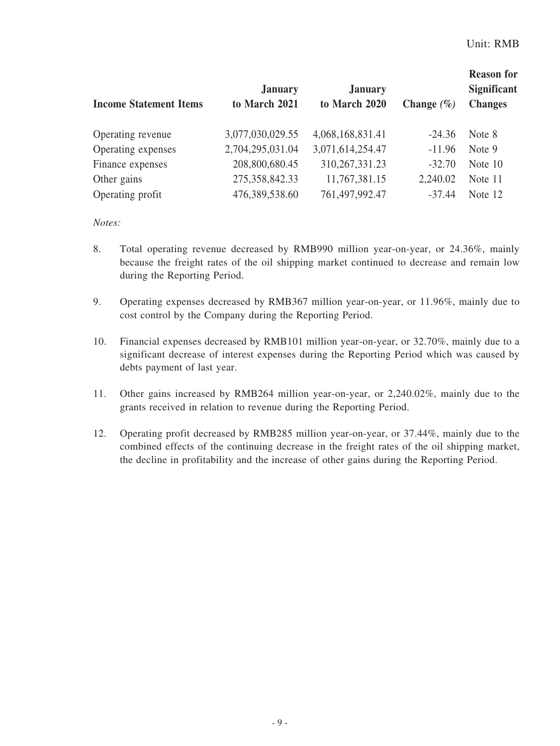Unit: RMB

| Income Statement Items | January to March 2021 | January to March 2020 | Change (%) | Reason for Significant Changes |
|---|---|---|---|---|
| Operating revenue | 3,077,030,029.55 | 4,068,168,831.41 | -24.36 | Note 8 |
| Operating expenses | 2,704,295,031.04 | 3,071,614,254.47 | -11.96 | Note 9 |
| Finance expenses | 208,800,680.45 | 310,267,331.23 | -32.70 | Note 10 |
| Other gains | 275,358,842.33 | 11,767,381.15 | 2,240.02 | Note 11 |
| Operating profit | 476,389,538.60 | 761,497,992.47 | -37.44 | Note 12 |

*Notes:*

8. Total operating revenue decreased by RMB990 million year-on-year, or 24.36%, mainly because the freight rates of the oil shipping market continued to decrease and remain low during the Reporting Period.

9. Operating expenses decreased by RMB367 million year-on-year, or 11.96%, mainly due to cost control by the Company during the Reporting Period.

10. Financial expenses decreased by RMB101 million year-on-year, or 32.70%, mainly due to a significant decrease of interest expenses during the Reporting Period which was caused by debts payment of last year.

11. Other gains increased by RMB264 million year-on-year, or 2,240.02%, mainly due to the grants received in relation to revenue during the Reporting Period.

12. Operating profit decreased by RMB285 million year-on-year, or 37.44%, mainly due to the combined effects of the continuing decrease in the freight rates of the oil shipping market, the decline in profitability and the increase of other gains during the Reporting Period.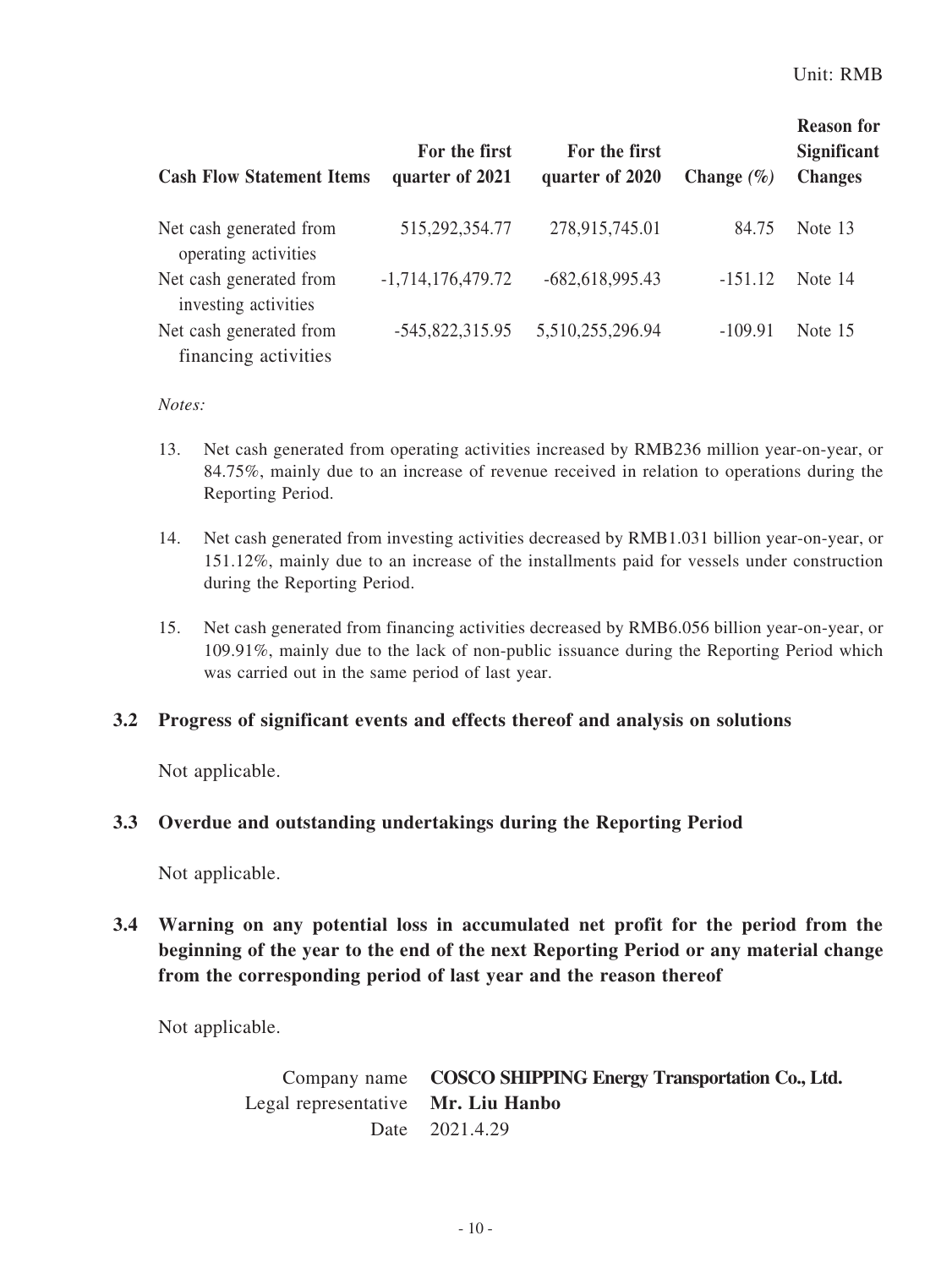Unit: RMB

| Cash Flow Statement Items | For the first quarter of 2021 | For the first quarter of 2020 | Change (%) | Reason for Significant Changes |
|---|---|---|---|---|
| Net cash generated from operating activities | 515,292,354.77 | 278,915,745.01 | 84.75 | Note 13 |
| Net cash generated from investing activities | -1,714,176,479.72 | -682,618,995.43 | -151.12 | Note 14 |
| Net cash generated from financing activities | -545,822,315.95 | 5,510,255,296.94 | -109.91 | Note 15 |

*Notes:*

13. Net cash generated from operating activities increased by RMB236 million year-on-year, or 84.75%, mainly due to an increase of revenue received in relation to operations during the Reporting Period.

14. Net cash generated from investing activities decreased by RMB1.031 billion year-on-year, or 151.12%, mainly due to an increase of the installments paid for vessels under construction during the Reporting Period.

15. Net cash generated from financing activities decreased by RMB6.056 billion year-on-year, or 109.91%, mainly due to the lack of non-public issuance during the Reporting Period which was carried out in the same period of last year.

### 3.2 Progress of significant events and effects thereof and analysis on solutions

Not applicable.

### 3.3 Overdue and outstanding undertakings during the Reporting Period

Not applicable.

### 3.4 Warning on any potential loss in accumulated net profit for the period from the beginning of the year to the end of the next Reporting Period or any material change from the corresponding period of last year and the reason thereof

Not applicable.

Company name **COSCO SHIPPING Energy Transportation Co., Ltd.**
Legal representative **Mr. Liu Hanbo**
Date 2021.4.29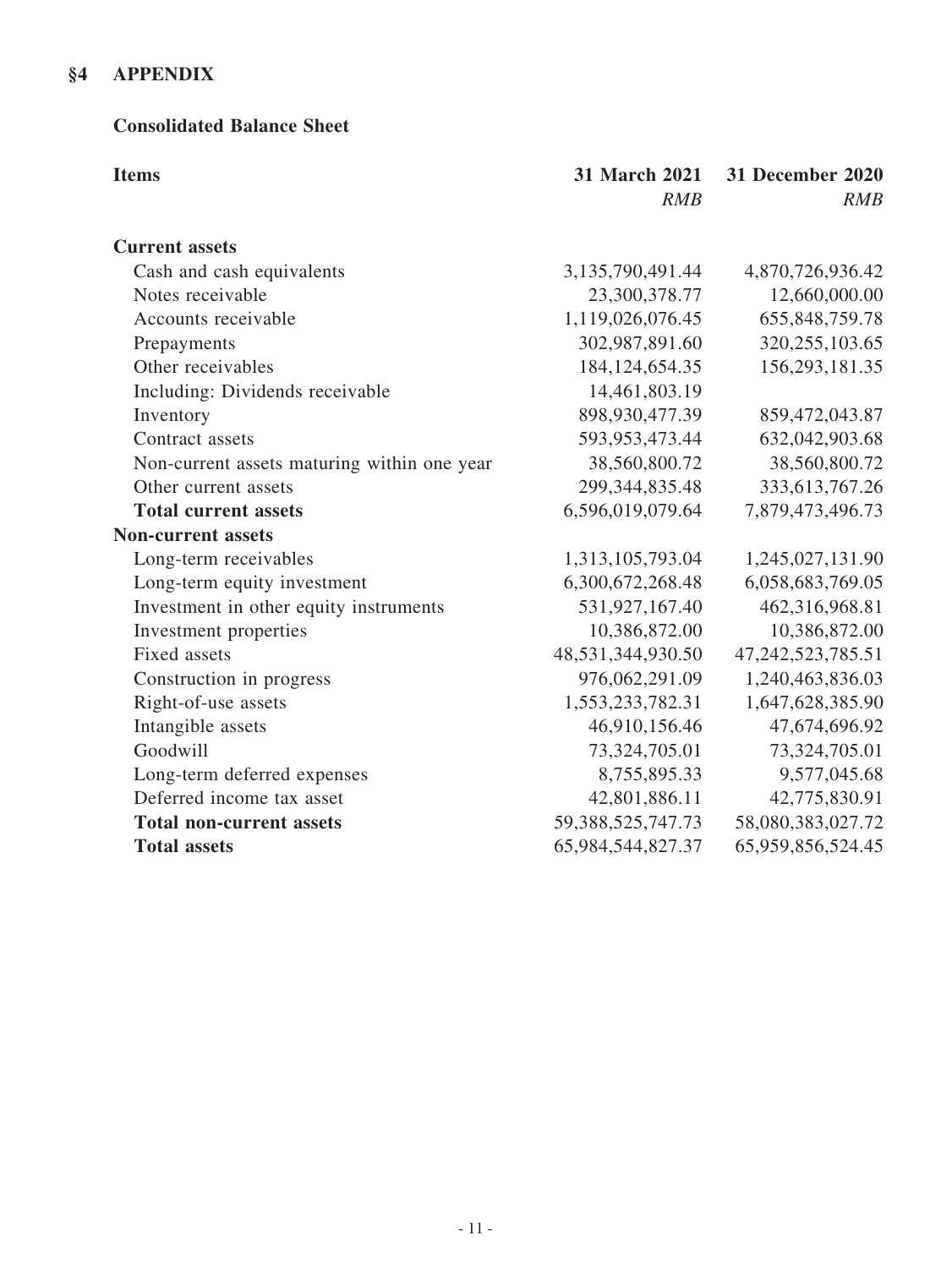## §4 APPENDIX

### Consolidated Balance Sheet

| Items | 31 March 2021<br>*RMB* | 31 December 2020<br>*RMB* |
|---|---|---|
| **Current assets** | | |
| Cash and cash equivalents | 3,135,790,491.44 | 4,870,726,936.42 |
| Notes receivable | 23,300,378.77 | 12,660,000.00 |
| Accounts receivable | 1,119,026,076.45 | 655,848,759.78 |
| Prepayments | 302,987,891.60 | 320,255,103.65 |
| Other receivables | 184,124,654.35 | 156,293,181.35 |
| Including: Dividends receivable | 14,461,803.19 | |
| Inventory | 898,930,477.39 | 859,472,043.87 |
| Contract assets | 593,953,473.44 | 632,042,903.68 |
| Non-current assets maturing within one year | 38,560,800.72 | 38,560,800.72 |
| Other current assets | 299,344,835.48 | 333,613,767.26 |
| **Total current assets** | 6,596,019,079.64 | 7,879,473,496.73 |
| **Non-current assets** | | |
| Long-term receivables | 1,313,105,793.04 | 1,245,027,131.90 |
| Long-term equity investment | 6,300,672,268.48 | 6,058,683,769.05 |
| Investment in other equity instruments | 531,927,167.40 | 462,316,968.81 |
| Investment properties | 10,386,872.00 | 10,386,872.00 |
| Fixed assets | 48,531,344,930.50 | 47,242,523,785.51 |
| Construction in progress | 976,062,291.09 | 1,240,463,836.03 |
| Right-of-use assets | 1,553,233,782.31 | 1,647,628,385.90 |
| Intangible assets | 46,910,156.46 | 47,674,696.92 |
| Goodwill | 73,324,705.01 | 73,324,705.01 |
| Long-term deferred expenses | 8,755,895.33 | 9,577,045.68 |
| Deferred income tax asset | 42,801,886.11 | 42,775,830.91 |
| **Total non-current assets** | 59,388,525,747.73 | 58,080,383,027.72 |
| **Total assets** | 65,984,544,827.37 | 65,959,856,524.45 |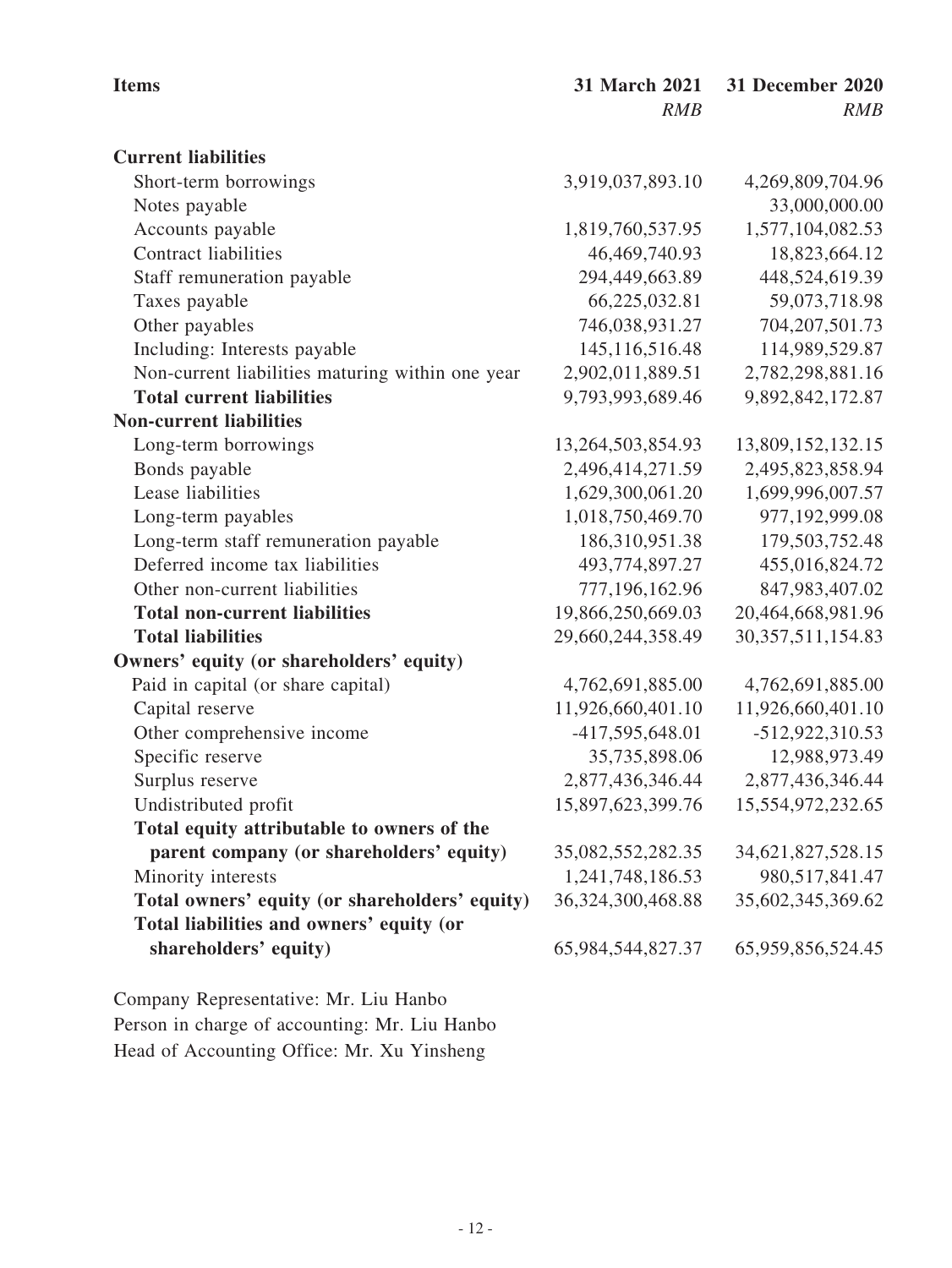| Items | 31 March 2021 | 31 December 2020 |
|---|---|---|
| | *RMB* | *RMB* |
| **Current liabilities** | | |
| Short-term borrowings | 3,919,037,893.10 | 4,269,809,704.96 |
| Notes payable | | 33,000,000.00 |
| Accounts payable | 1,819,760,537.95 | 1,577,104,082.53 |
| Contract liabilities | 46,469,740.93 | 18,823,664.12 |
| Staff remuneration payable | 294,449,663.89 | 448,524,619.39 |
| Taxes payable | 66,225,032.81 | 59,073,718.98 |
| Other payables | 746,038,931.27 | 704,207,501.73 |
| Including: Interests payable | 145,116,516.48 | 114,989,529.87 |
| Non-current liabilities maturing within one year | 2,902,011,889.51 | 2,782,298,881.16 |
| **Total current liabilities** | 9,793,993,689.46 | 9,892,842,172.87 |
| **Non-current liabilities** | | |
| Long-term borrowings | 13,264,503,854.93 | 13,809,152,132.15 |
| Bonds payable | 2,496,414,271.59 | 2,495,823,858.94 |
| Lease liabilities | 1,629,300,061.20 | 1,699,996,007.57 |
| Long-term payables | 1,018,750,469.70 | 977,192,999.08 |
| Long-term staff remuneration payable | 186,310,951.38 | 179,503,752.48 |
| Deferred income tax liabilities | 493,774,897.27 | 455,016,824.72 |
| Other non-current liabilities | 777,196,162.96 | 847,983,407.02 |
| **Total non-current liabilities** | 19,866,250,669.03 | 20,464,668,981.96 |
| **Total liabilities** | 29,660,244,358.49 | 30,357,511,154.83 |
| **Owners' equity (or shareholders' equity)** | | |
| Paid in capital (or share capital) | 4,762,691,885.00 | 4,762,691,885.00 |
| Capital reserve | 11,926,660,401.10 | 11,926,660,401.10 |
| Other comprehensive income | -417,595,648.01 | -512,922,310.53 |
| Specific reserve | 35,735,898.06 | 12,988,973.49 |
| Surplus reserve | 2,877,436,346.44 | 2,877,436,346.44 |
| Undistributed profit | 15,897,623,399.76 | 15,554,972,232.65 |
| **Total equity attributable to owners of the parent company (or shareholders' equity)** | 35,082,552,282.35 | 34,621,827,528.15 |
| Minority interests | 1,241,748,186.53 | 980,517,841.47 |
| **Total owners' equity (or shareholders' equity)** | 36,324,300,468.88 | 35,602,345,369.62 |
| **Total liabilities and owners' equity (or shareholders' equity)** | 65,984,544,827.37 | 65,959,856,524.45 |

Company Representative: Mr. Liu Hanbo
Person in charge of accounting: Mr. Liu Hanbo
Head of Accounting Office: Mr. Xu Yinsheng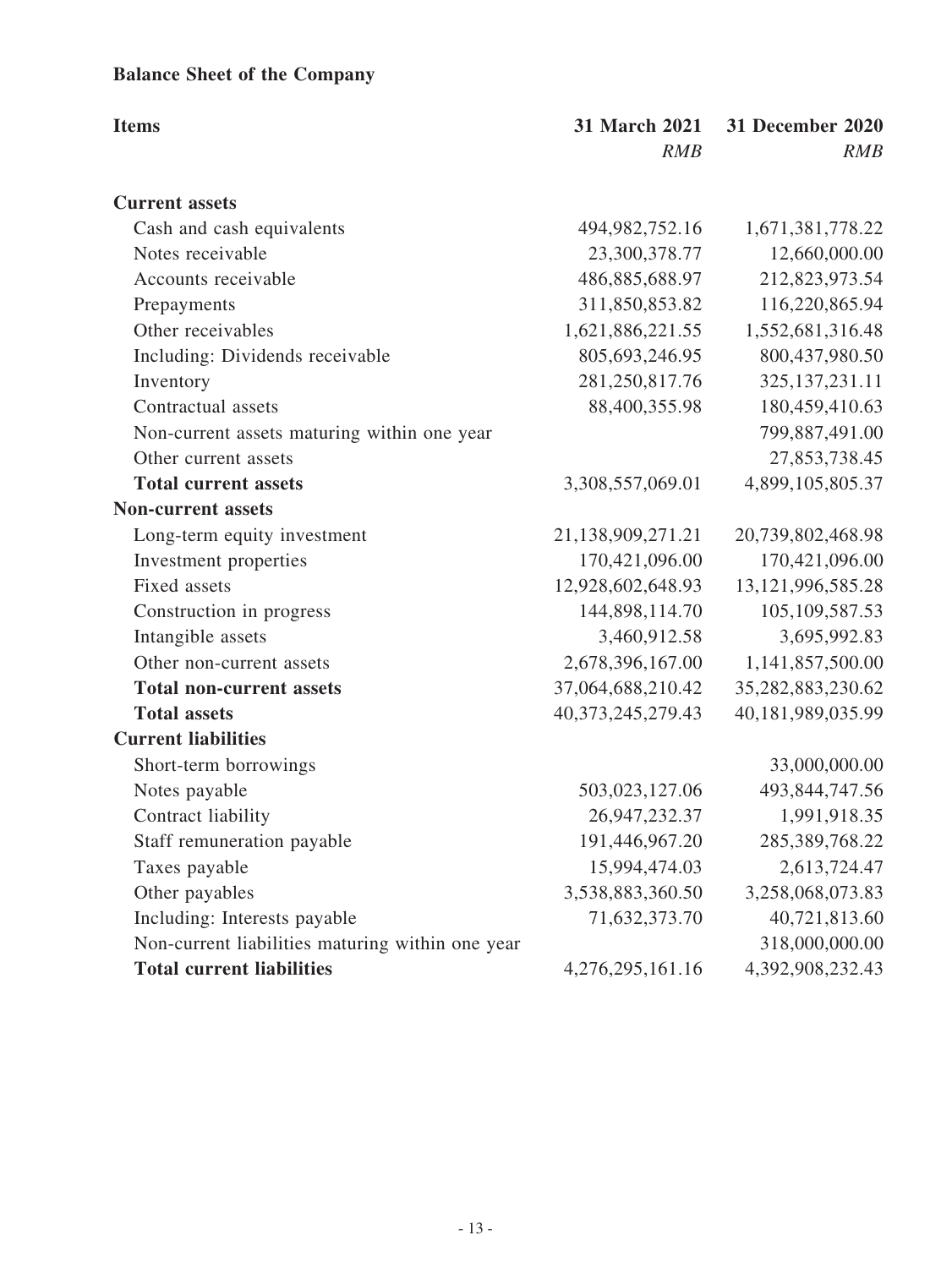**Balance Sheet of the Company**

| Items | 31 March 2021 | 31 December 2020 |
|---|---|---|
| | *RMB* | *RMB* |
| **Current assets** | | |
| Cash and cash equivalents | 494,982,752.16 | 1,671,381,778.22 |
| Notes receivable | 23,300,378.77 | 12,660,000.00 |
| Accounts receivable | 486,885,688.97 | 212,823,973.54 |
| Prepayments | 311,850,853.82 | 116,220,865.94 |
| Other receivables | 1,621,886,221.55 | 1,552,681,316.48 |
| Including: Dividends receivable | 805,693,246.95 | 800,437,980.50 |
| Inventory | 281,250,817.76 | 325,137,231.11 |
| Contractual assets | 88,400,355.98 | 180,459,410.63 |
| Non-current assets maturing within one year | | 799,887,491.00 |
| Other current assets | | 27,853,738.45 |
| **Total current assets** | 3,308,557,069.01 | 4,899,105,805.37 |
| **Non-current assets** | | |
| Long-term equity investment | 21,138,909,271.21 | 20,739,802,468.98 |
| Investment properties | 170,421,096.00 | 170,421,096.00 |
| Fixed assets | 12,928,602,648.93 | 13,121,996,585.28 |
| Construction in progress | 144,898,114.70 | 105,109,587.53 |
| Intangible assets | 3,460,912.58 | 3,695,992.83 |
| Other non-current assets | 2,678,396,167.00 | 1,141,857,500.00 |
| **Total non-current assets** | 37,064,688,210.42 | 35,282,883,230.62 |
| **Total assets** | 40,373,245,279.43 | 40,181,989,035.99 |
| **Current liabilities** | | |
| Short-term borrowings | | 33,000,000.00 |
| Notes payable | 503,023,127.06 | 493,844,747.56 |
| Contract liability | 26,947,232.37 | 1,991,918.35 |
| Staff remuneration payable | 191,446,967.20 | 285,389,768.22 |
| Taxes payable | 15,994,474.03 | 2,613,724.47 |
| Other payables | 3,538,883,360.50 | 3,258,068,073.83 |
| Including: Interests payable | 71,632,373.70 | 40,721,813.60 |
| Non-current liabilities maturing within one year | | 318,000,000.00 |
| **Total current liabilities** | 4,276,295,161.16 | 4,392,908,232.43 |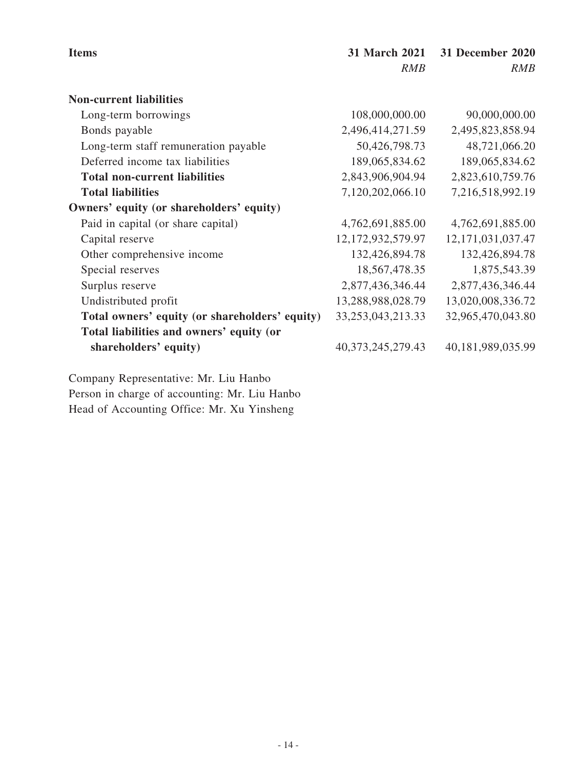| Items | 31 March 2021 | 31 December 2020 |
|---|---|---|
| | *RMB* | *RMB* |
| **Non-current liabilities** | | |
| Long-term borrowings | 108,000,000.00 | 90,000,000.00 |
| Bonds payable | 2,496,414,271.59 | 2,495,823,858.94 |
| Long-term staff remuneration payable | 50,426,798.73 | 48,721,066.20 |
| Deferred income tax liabilities | 189,065,834.62 | 189,065,834.62 |
| **Total non-current liabilities** | 2,843,906,904.94 | 2,823,610,759.76 |
| **Total liabilities** | 7,120,202,066.10 | 7,216,518,992.19 |
| **Owners' equity (or shareholders' equity)** | | |
| Paid in capital (or share capital) | 4,762,691,885.00 | 4,762,691,885.00 |
| Capital reserve | 12,172,932,579.97 | 12,171,031,037.47 |
| Other comprehensive income | 132,426,894.78 | 132,426,894.78 |
| Special reserves | 18,567,478.35 | 1,875,543.39 |
| Surplus reserve | 2,877,436,346.44 | 2,877,436,346.44 |
| Undistributed profit | 13,288,988,028.79 | 13,020,008,336.72 |
| **Total owners' equity (or shareholders' equity)** | 33,253,043,213.33 | 32,965,470,043.80 |
| **Total liabilities and owners' equity (or shareholders' equity)** | 40,373,245,279.43 | 40,181,989,035.99 |

Company Representative: Mr. Liu Hanbo
Person in charge of accounting: Mr. Liu Hanbo
Head of Accounting Office: Mr. Xu Yinsheng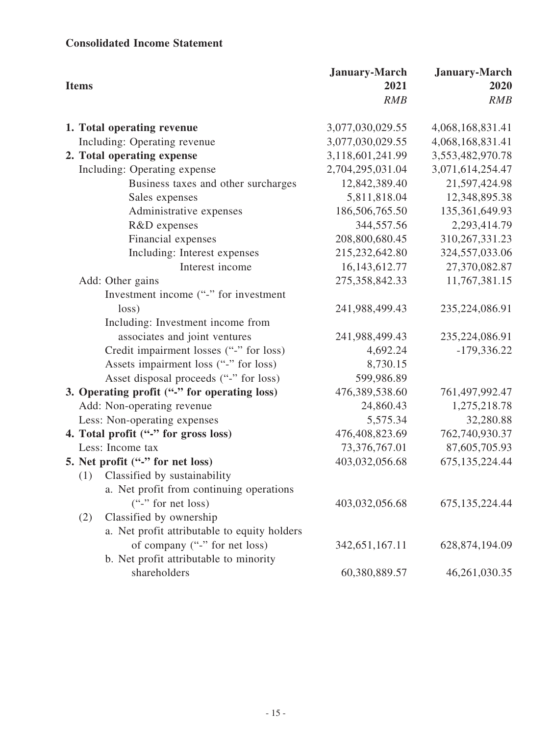**Consolidated Income Statement**

| Items | January-March 2021<br>*RMB* | January-March 2020<br>*RMB* |
|---|---|---|
| **1. Total operating revenue** | 3,077,030,029.55 | 4,068,168,831.41 |
| Including: Operating revenue | 3,077,030,029.55 | 4,068,168,831.41 |
| **2. Total operating expense** | 3,118,601,241.99 | 3,553,482,970.78 |
| Including: Operating expense | 2,704,295,031.04 | 3,071,614,254.47 |
| Business taxes and other surcharges | 12,842,389.40 | 21,597,424.98 |
| Sales expenses | 5,811,818.04 | 12,348,895.38 |
| Administrative expenses | 186,506,765.50 | 135,361,649.93 |
| R&D expenses | 344,557.56 | 2,293,414.79 |
| Financial expenses | 208,800,680.45 | 310,267,331.23 |
| Including: Interest expenses | 215,232,642.80 | 324,557,033.06 |
| Interest income | 16,143,612.77 | 27,370,082.87 |
| Add: Other gains | 275,358,842.33 | 11,767,381.15 |
| Investment income ("-" for investment loss) | 241,988,499.43 | 235,224,086.91 |
| Including: Investment income from associates and joint ventures | 241,988,499.43 | 235,224,086.91 |
| Credit impairment losses ("-" for loss) | 4,692.24 | -179,336.22 |
| Assets impairment loss ("-" for loss) | 8,730.15 | |
| Asset disposal proceeds ("-" for loss) | 599,986.89 | |
| **3. Operating profit ("-" for operating loss)** | 476,389,538.60 | 761,497,992.47 |
| Add: Non-operating revenue | 24,860.43 | 1,275,218.78 |
| Less: Non-operating expenses | 5,575.34 | 32,280.88 |
| **4. Total profit ("-" for gross loss)** | 476,408,823.69 | 762,740,930.37 |
| Less: Income tax | 73,376,767.01 | 87,605,705.93 |
| **5. Net profit ("-" for net loss)** | 403,032,056.68 | 675,135,224.44 |
| (1) Classified by sustainability | | |
| a. Net profit from continuing operations ("-" for net loss) | 403,032,056.68 | 675,135,224.44 |
| (2) Classified by ownership | | |
| a. Net profit attributable to equity holders of company ("-" for net loss) | 342,651,167.11 | 628,874,194.09 |
| b. Net profit attributable to minority shareholders | 60,380,889.57 | 46,261,030.35 |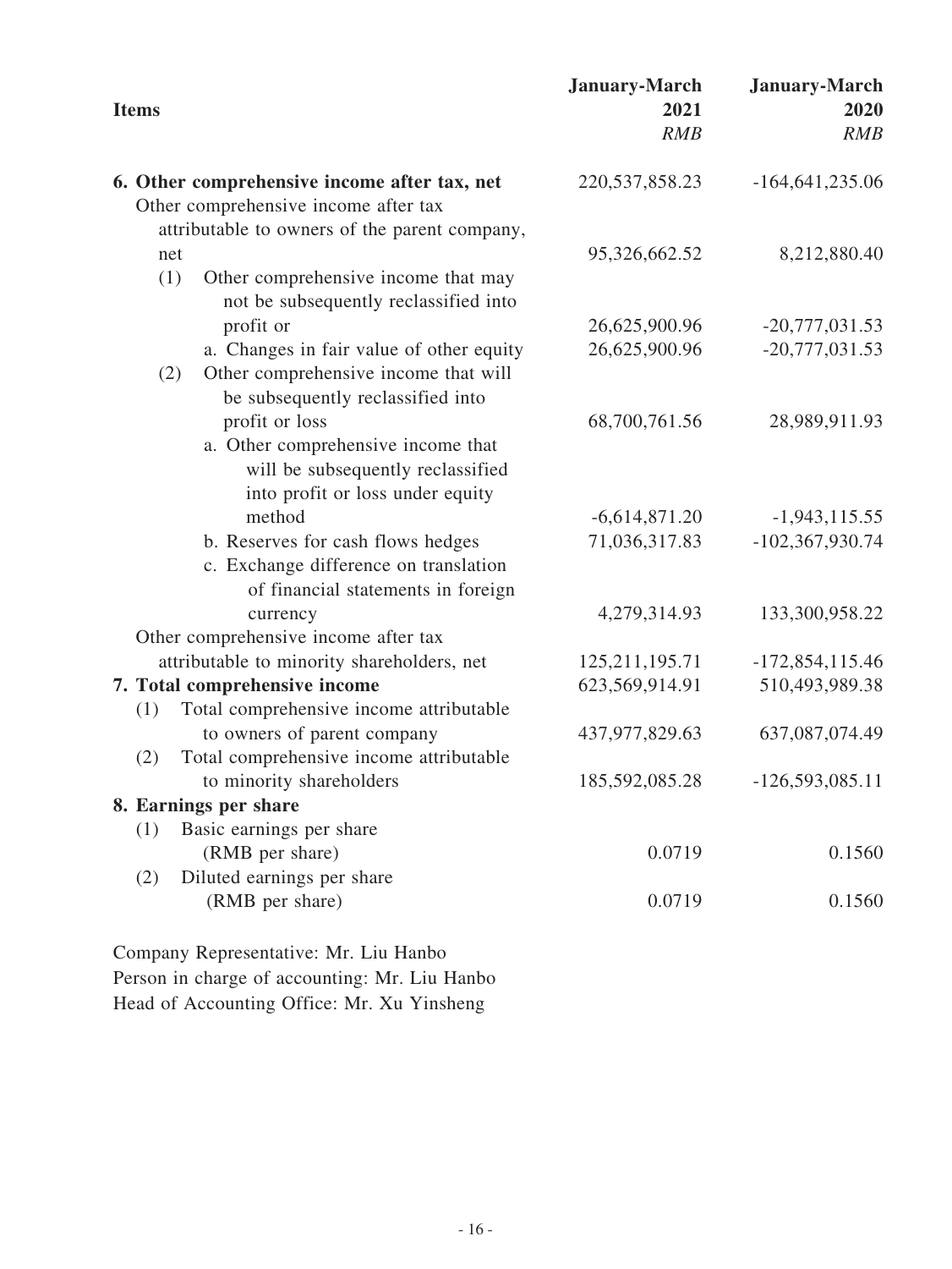| Items | January-March 2021 *RMB* | January-March 2020 *RMB* |
|---|---|---|
| **6. Other comprehensive income after tax, net** | 220,537,858.23 | -164,641,235.06 |
| Other comprehensive income after tax attributable to owners of the parent company, net | 95,326,662.52 | 8,212,880.40 |
| (1) Other comprehensive income that may not be subsequently reclassified into profit or | 26,625,900.96 | -20,777,031.53 |
| a. Changes in fair value of other equity | 26,625,900.96 | -20,777,031.53 |
| (2) Other comprehensive income that will be subsequently reclassified into profit or loss | 68,700,761.56 | 28,989,911.93 |
| a. Other comprehensive income that will be subsequently reclassified into profit or loss under equity method | -6,614,871.20 | -1,943,115.55 |
| b. Reserves for cash flows hedges | 71,036,317.83 | -102,367,930.74 |
| c. Exchange difference on translation of financial statements in foreign currency | 4,279,314.93 | 133,300,958.22 |
| Other comprehensive income after tax attributable to minority shareholders, net | 125,211,195.71 | -172,854,115.46 |
| **7. Total comprehensive income** | 623,569,914.91 | 510,493,989.38 |
| (1) Total comprehensive income attributable to owners of parent company | 437,977,829.63 | 637,087,074.49 |
| (2) Total comprehensive income attributable to minority shareholders | 185,592,085.28 | -126,593,085.11 |
| **8. Earnings per share** | | |
| (1) Basic earnings per share (RMB per share) | 0.0719 | 0.1560 |
| (2) Diluted earnings per share (RMB per share) | 0.0719 | 0.1560 |

Company Representative: Mr. Liu Hanbo
Person in charge of accounting: Mr. Liu Hanbo
Head of Accounting Office: Mr. Xu Yinsheng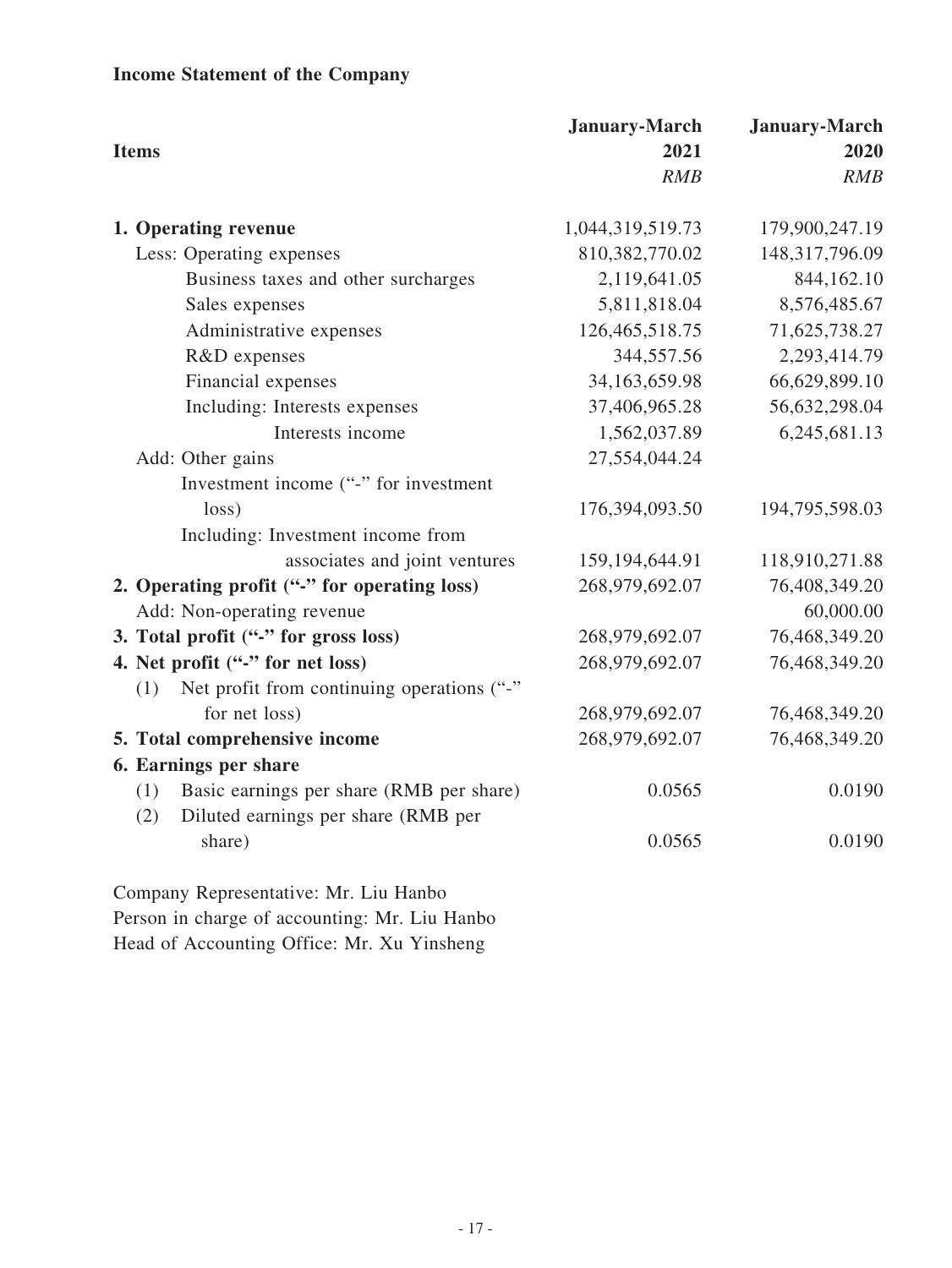**Income Statement of the Company**

| Items | January-March 2021 *RMB* | January-March 2020 *RMB* |
|---|---|---|
| **1. Operating revenue** | 1,044,319,519.73 | 179,900,247.19 |
| Less: Operating expenses | 810,382,770.02 | 148,317,796.09 |
| Business taxes and other surcharges | 2,119,641.05 | 844,162.10 |
| Sales expenses | 5,811,818.04 | 8,576,485.67 |
| Administrative expenses | 126,465,518.75 | 71,625,738.27 |
| R&D expenses | 344,557.56 | 2,293,414.79 |
| Financial expenses | 34,163,659.98 | 66,629,899.10 |
| Including: Interests expenses | 37,406,965.28 | 56,632,298.04 |
| Interests income | 1,562,037.89 | 6,245,681.13 |
| Add: Other gains | 27,554,044.24 | |
| Investment income ("-" for investment loss) | 176,394,093.50 | 194,795,598.03 |
| Including: Investment income from associates and joint ventures | 159,194,644.91 | 118,910,271.88 |
| **2. Operating profit ("-" for operating loss)** | 268,979,692.07 | 76,408,349.20 |
| Add: Non-operating revenue | | 60,000.00 |
| **3. Total profit ("-" for gross loss)** | 268,979,692.07 | 76,468,349.20 |
| **4. Net profit ("-" for net loss)** | 268,979,692.07 | 76,468,349.20 |
| (1) Net profit from continuing operations ("-" for net loss) | 268,979,692.07 | 76,468,349.20 |
| **5. Total comprehensive income** | 268,979,692.07 | 76,468,349.20 |
| **6. Earnings per share** | | |
| (1) Basic earnings per share (RMB per share) | 0.0565 | 0.0190 |
| (2) Diluted earnings per share (RMB per share) | 0.0565 | 0.0190 |

Company Representative: Mr. Liu Hanbo
Person in charge of accounting: Mr. Liu Hanbo
Head of Accounting Office: Mr. Xu Yinsheng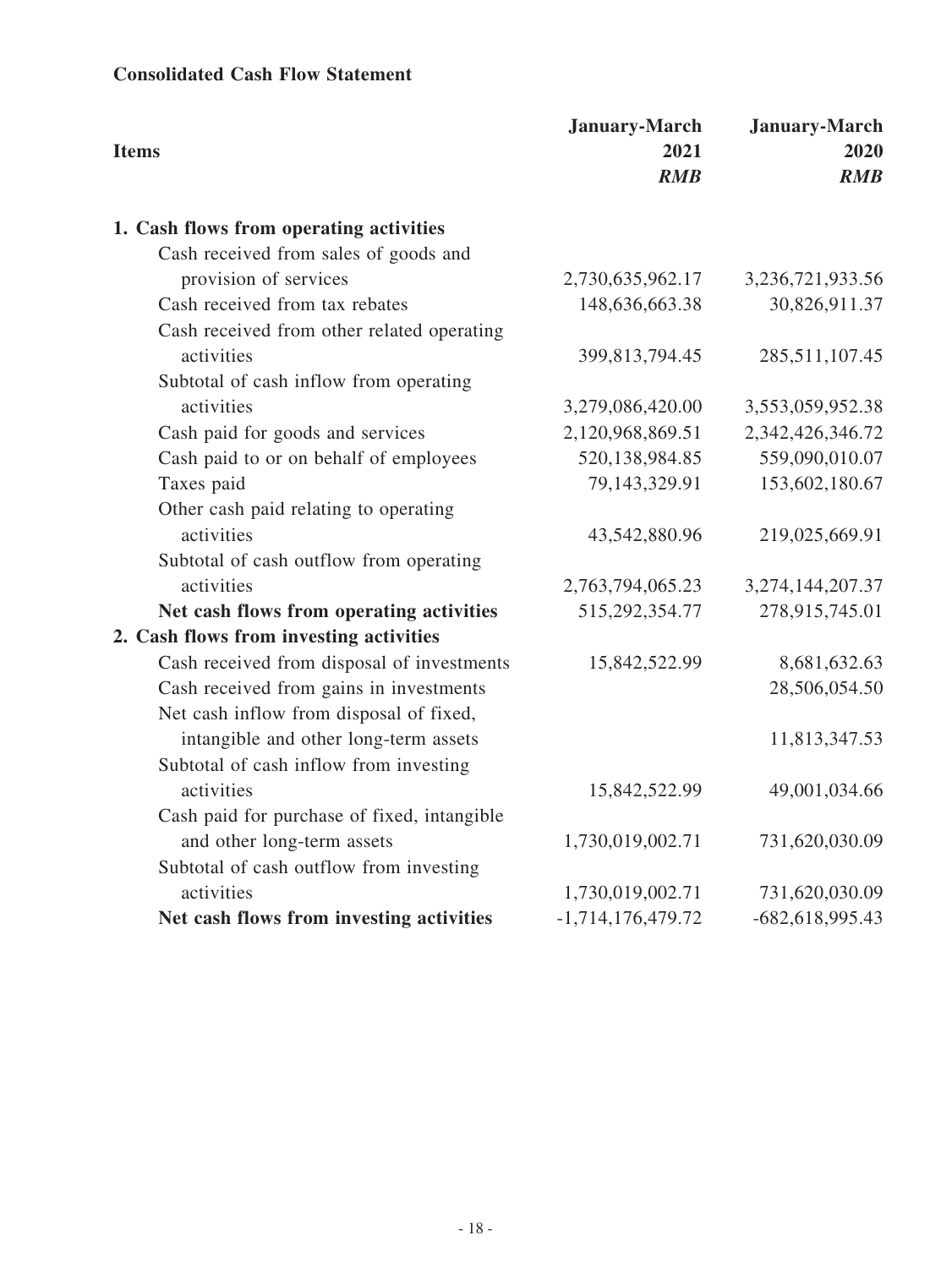**Consolidated Cash Flow Statement**

| Items | January-March 2021 *RMB* | January-March 2020 *RMB* |
|---|---|---|
| **1. Cash flows from operating activities** | | |
| Cash received from sales of goods and provision of services | 2,730,635,962.17 | 3,236,721,933.56 |
| Cash received from tax rebates | 148,636,663.38 | 30,826,911.37 |
| Cash received from other related operating activities | 399,813,794.45 | 285,511,107.45 |
| Subtotal of cash inflow from operating activities | 3,279,086,420.00 | 3,553,059,952.38 |
| Cash paid for goods and services | 2,120,968,869.51 | 2,342,426,346.72 |
| Cash paid to or on behalf of employees | 520,138,984.85 | 559,090,010.07 |
| Taxes paid | 79,143,329.91 | 153,602,180.67 |
| Other cash paid relating to operating activities | 43,542,880.96 | 219,025,669.91 |
| Subtotal of cash outflow from operating activities | 2,763,794,065.23 | 3,274,144,207.37 |
| **Net cash flows from operating activities** | 515,292,354.77 | 278,915,745.01 |
| **2. Cash flows from investing activities** | | |
| Cash received from disposal of investments | 15,842,522.99 | 8,681,632.63 |
| Cash received from gains in investments | | 28,506,054.50 |
| Net cash inflow from disposal of fixed, intangible and other long-term assets | | 11,813,347.53 |
| Subtotal of cash inflow from investing activities | 15,842,522.99 | 49,001,034.66 |
| Cash paid for purchase of fixed, intangible and other long-term assets | 1,730,019,002.71 | 731,620,030.09 |
| Subtotal of cash outflow from investing activities | 1,730,019,002.71 | 731,620,030.09 |
| **Net cash flows from investing activities** | -1,714,176,479.72 | -682,618,995.43 |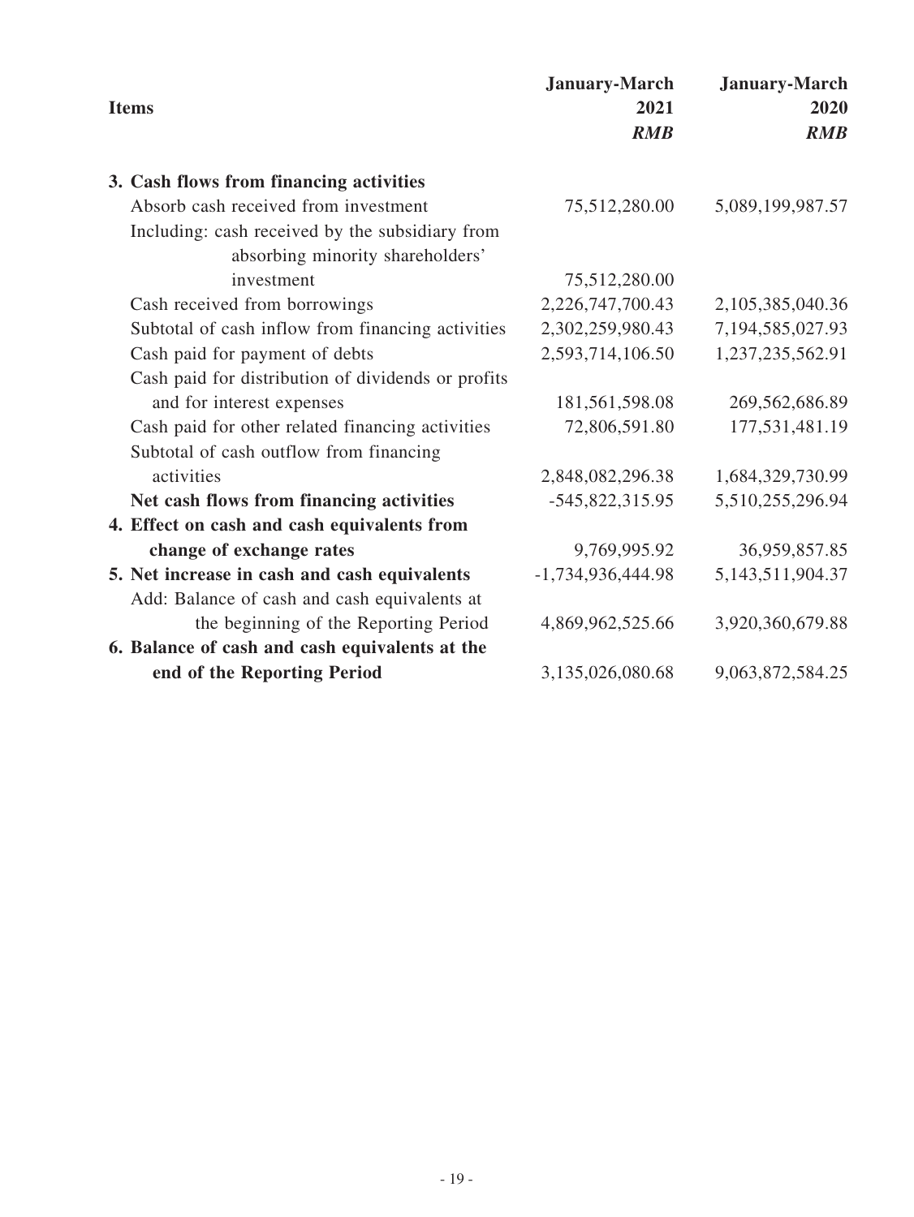| Items | January-March 2021 *RMB* | January-March 2020 *RMB* |
|---|---|---|
| **3. Cash flows from financing activities** | | |
| Absorb cash received from investment | 75,512,280.00 | 5,089,199,987.57 |
| Including: cash received by the subsidiary from absorbing minority shareholders' investment | 75,512,280.00 | |
| Cash received from borrowings | 2,226,747,700.43 | 2,105,385,040.36 |
| Subtotal of cash inflow from financing activities | 2,302,259,980.43 | 7,194,585,027.93 |
| Cash paid for payment of debts | 2,593,714,106.50 | 1,237,235,562.91 |
| Cash paid for distribution of dividends or profits and for interest expenses | 181,561,598.08 | 269,562,686.89 |
| Cash paid for other related financing activities | 72,806,591.80 | 177,531,481.19 |
| Subtotal of cash outflow from financing activities | 2,848,082,296.38 | 1,684,329,730.99 |
| **Net cash flows from financing activities** | -545,822,315.95 | 5,510,255,296.94 |
| **4. Effect on cash and cash equivalents from change of exchange rates** | 9,769,995.92 | 36,959,857.85 |
| **5. Net increase in cash and cash equivalents** | -1,734,936,444.98 | 5,143,511,904.37 |
| Add: Balance of cash and cash equivalents at the beginning of the Reporting Period | 4,869,962,525.66 | 3,920,360,679.88 |
| **6. Balance of cash and cash equivalents at the end of the Reporting Period** | 3,135,026,080.68 | 9,063,872,584.25 |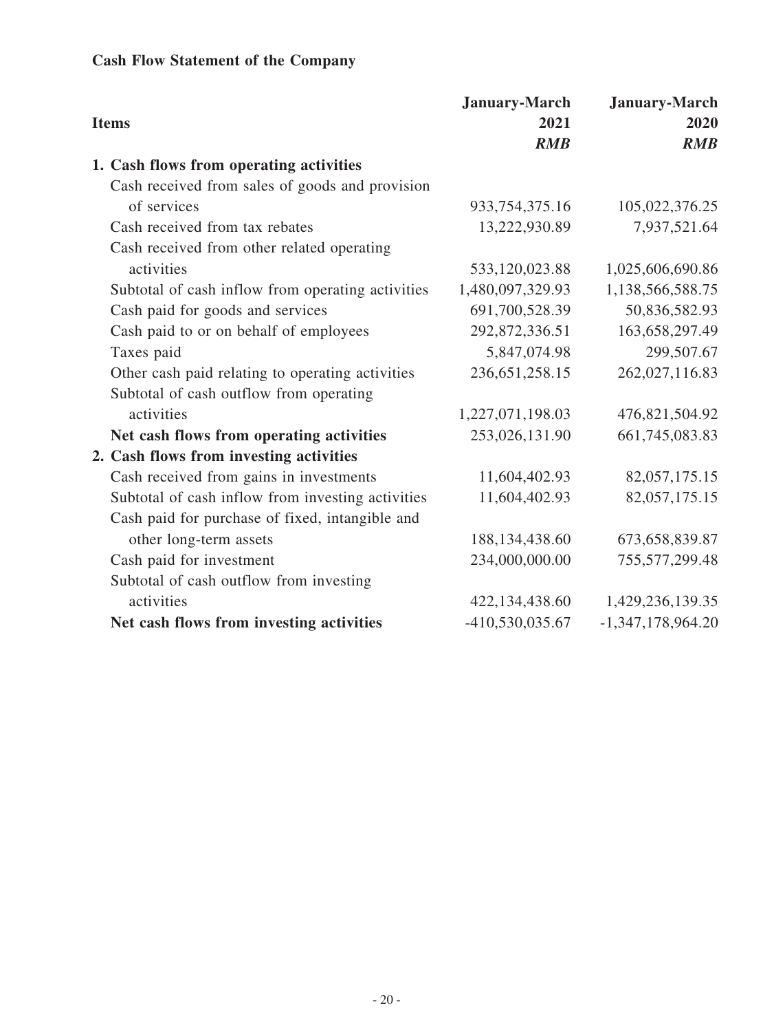**Cash Flow Statement of the Company**

| Items | January-March 2021 *RMB* | January-March 2020 *RMB* |
|---|---|---|
| **1. Cash flows from operating activities** | | |
| Cash received from sales of goods and provision of services | 933,754,375.16 | 105,022,376.25 |
| Cash received from tax rebates | 13,222,930.89 | 7,937,521.64 |
| Cash received from other related operating activities | 533,120,023.88 | 1,025,606,690.86 |
| Subtotal of cash inflow from operating activities | 1,480,097,329.93 | 1,138,566,588.75 |
| Cash paid for goods and services | 691,700,528.39 | 50,836,582.93 |
| Cash paid to or on behalf of employees | 292,872,336.51 | 163,658,297.49 |
| Taxes paid | 5,847,074.98 | 299,507.67 |
| Other cash paid relating to operating activities | 236,651,258.15 | 262,027,116.83 |
| Subtotal of cash outflow from operating activities | 1,227,071,198.03 | 476,821,504.92 |
| **Net cash flows from operating activities** | 253,026,131.90 | 661,745,083.83 |
| **2. Cash flows from investing activities** | | |
| Cash received from gains in investments | 11,604,402.93 | 82,057,175.15 |
| Subtotal of cash inflow from investing activities | 11,604,402.93 | 82,057,175.15 |
| Cash paid for purchase of fixed, intangible and other long-term assets | 188,134,438.60 | 673,658,839.87 |
| Cash paid for investment | 234,000,000.00 | 755,577,299.48 |
| Subtotal of cash outflow from investing activities | 422,134,438.60 | 1,429,236,139.35 |
| **Net cash flows from investing activities** | -410,530,035.67 | -1,347,178,964.20 |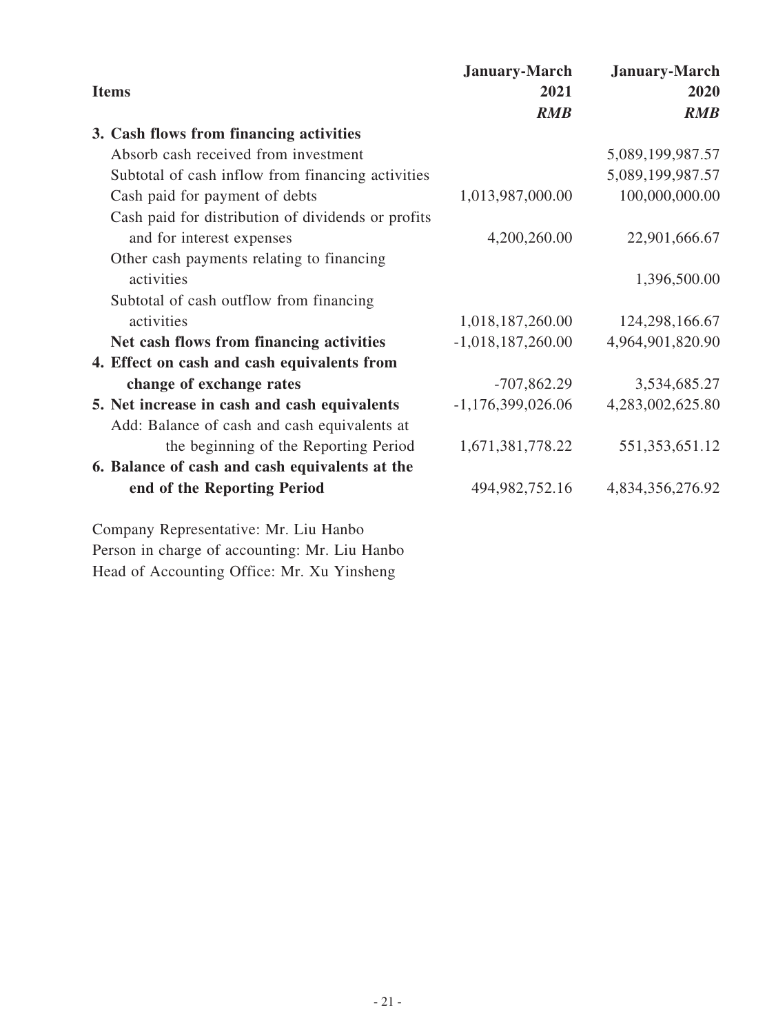| Items | January-March 2021 *RMB* | January-March 2020 *RMB* |
|---|---|---|
| **3. Cash flows from financing activities** | | |
| Absorb cash received from investment | | 5,089,199,987.57 |
| Subtotal of cash inflow from financing activities | | 5,089,199,987.57 |
| Cash paid for payment of debts | 1,013,987,000.00 | 100,000,000.00 |
| Cash paid for distribution of dividends or profits and for interest expenses | 4,200,260.00 | 22,901,666.67 |
| Other cash payments relating to financing activities | | 1,396,500.00 |
| Subtotal of cash outflow from financing activities | 1,018,187,260.00 | 124,298,166.67 |
| **Net cash flows from financing activities** | -1,018,187,260.00 | 4,964,901,820.90 |
| **4. Effect on cash and cash equivalents from change of exchange rates** | -707,862.29 | 3,534,685.27 |
| **5. Net increase in cash and cash equivalents** | -1,176,399,026.06 | 4,283,002,625.80 |
| Add: Balance of cash and cash equivalents at the beginning of the Reporting Period | 1,671,381,778.22 | 551,353,651.12 |
| **6. Balance of cash and cash equivalents at the end of the Reporting Period** | 494,982,752.16 | 4,834,356,276.92 |

Company Representative: Mr. Liu Hanbo
Person in charge of accounting: Mr. Liu Hanbo
Head of Accounting Office: Mr. Xu Yinsheng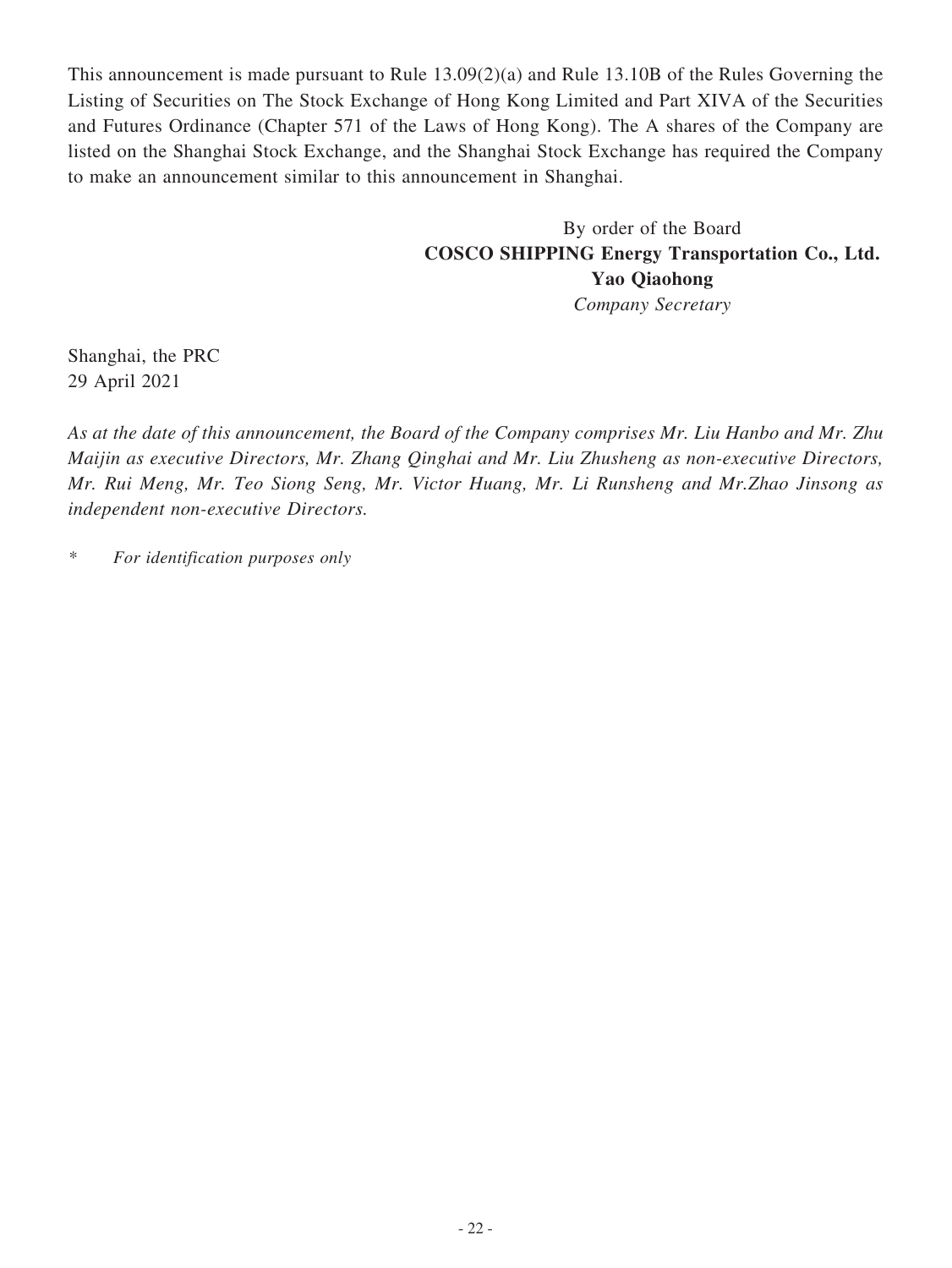This announcement is made pursuant to Rule 13.09(2)(a) and Rule 13.10B of the Rules Governing the Listing of Securities on The Stock Exchange of Hong Kong Limited and Part XIVA of the Securities and Futures Ordinance (Chapter 571 of the Laws of Hong Kong). The A shares of the Company are listed on the Shanghai Stock Exchange, and the Shanghai Stock Exchange has required the Company to make an announcement similar to this announcement in Shanghai.

By order of the Board
**COSCO SHIPPING Energy Transportation Co., Ltd.**
**Yao Qiaohong**
*Company Secretary*

Shanghai, the PRC
29 April 2021

*As at the date of this announcement, the Board of the Company comprises Mr. Liu Hanbo and Mr. Zhu Maijin as executive Directors, Mr. Zhang Qinghai and Mr. Liu Zhusheng as non-executive Directors, Mr. Rui Meng, Mr. Teo Siong Seng, Mr. Victor Huang, Mr. Li Runsheng and Mr.Zhao Jinsong as independent non-executive Directors.*

\* *For identification purposes only*